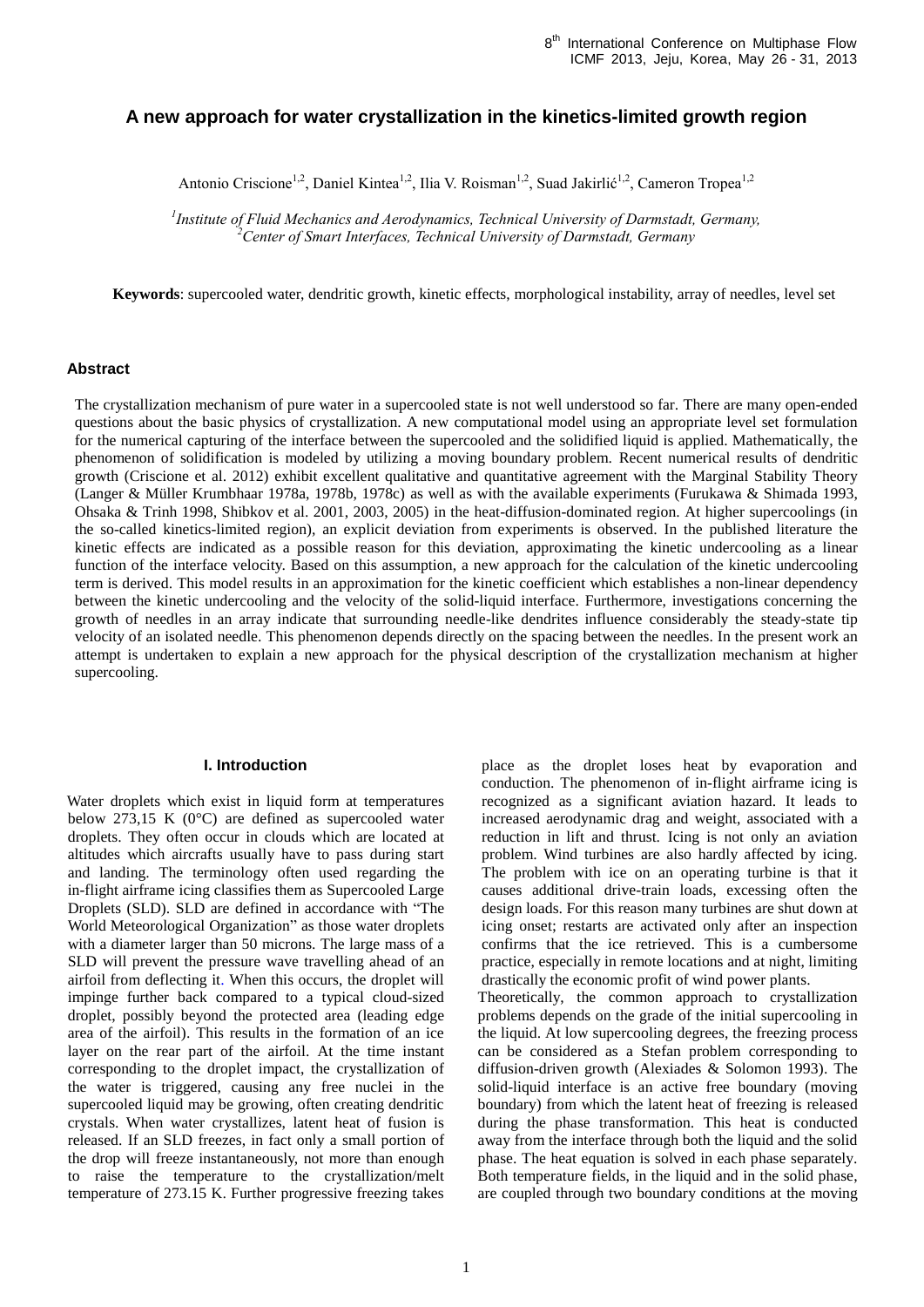# A new approach for water crystallization in the kinetics-limited growth region

Antonio Criscione[1,2], Daniel Kintea[1,2], Ilia V. Roisman[1,2], Suad Jakirlić[1,2], Cameron Tropea[1,2]

[1] *Institute of Fluid Mechanics and Aerodynamics, Technical University of Darmstadt, Germany,*
[2] *Center of Smart Interfaces, Technical University of Darmstadt, Germany*

**Keywords**: supercooled water, dendritic growth, kinetic effects, morphological instability, array of needles, level set

## Abstract

The crystallization mechanism of pure water in a supercooled state is not well understood so far. There are many open-ended questions about the basic physics of crystallization. A new computational model using an appropriate level set formulation for the numerical capturing of the interface between the supercooled and the solidified liquid is applied. Mathematically, the phenomenon of solidification is modeled by utilizing a moving boundary problem. Recent numerical results of dendritic growth (Criscione et al. 2012) exhibit excellent qualitative and quantitative agreement with the Marginal Stability Theory (Langer & Müller Krumbhaar 1978a, 1978b, 1978c) as well as with the available experiments (Furukawa & Shimada 1993, Ohsaka & Trinh 1998, Shibkov et al. 2001, 2003, 2005) in the heat-diffusion-dominated region. At higher supercoolings (in the so-called kinetics-limited region), an explicit deviation from experiments is observed. In the published literature the kinetic effects are indicated as a possible reason for this deviation, approximating the kinetic undercooling as a linear function of the interface velocity. Based on this assumption, a new approach for the calculation of the kinetic undercooling term is derived. This model results in an approximation for the kinetic coefficient which establishes a non-linear dependency between the kinetic undercooling and the velocity of the solid-liquid interface. Furthermore, investigations concerning the growth of needles in an array indicate that surrounding needle-like dendrites influence considerably the steady-state tip velocity of an isolated needle. This phenomenon depends directly on the spacing between the needles. In the present work an attempt is undertaken to explain a new approach for the physical description of the crystallization mechanism at higher supercooling.

## I. Introduction

Water droplets which exist in liquid form at temperatures below 273,15 K (0°C) are defined as supercooled water droplets. They often occur in clouds which are located at altitudes which aircrafts usually have to pass during start and landing. The terminology often used regarding the in-flight airframe icing classifies them as Supercooled Large Droplets (SLD). SLD are defined in accordance with "The World Meteorological Organization" as those water droplets with a diameter larger than 50 microns. The large mass of a SLD will prevent the pressure wave travelling ahead of an airfoil from deflecting it. When this occurs, the droplet will impinge further back compared to a typical cloud-sized droplet, possibly beyond the protected area (leading edge area of the airfoil). This results in the formation of an ice layer on the rear part of the airfoil. At the time instant corresponding to the droplet impact, the crystallization of the water is triggered, causing any free nuclei in the supercooled liquid may be growing, often creating dendritic crystals. When water crystallizes, latent heat of fusion is released. If an SLD freezes, in fact only a small portion of the drop will freeze instantaneously, not more than enough to raise the temperature to the crystallization/melt temperature of 273.15 K. Further progressive freezing takes place as the droplet loses heat by evaporation and conduction. The phenomenon of in-flight airframe icing is recognized as a significant aviation hazard. It leads to increased aerodynamic drag and weight, associated with a reduction in lift and thrust. Icing is not only an aviation problem. Wind turbines are also hardly affected by icing. The problem with ice on an operating turbine is that it causes additional drive-train loads, excessing often the design loads. For this reason many turbines are shut down at icing onset; restarts are activated only after an inspection confirms that the ice retrieved. This is a cumbersome practice, especially in remote locations and at night, limiting drastically the economic profit of wind power plants.

Theoretically, the common approach to crystallization problems depends on the grade of the initial supercooling in the liquid. At low supercooling degrees, the freezing process can be considered as a Stefan problem corresponding to diffusion-driven growth (Alexiades & Solomon 1993). The solid-liquid interface is an active free boundary (moving boundary) from which the latent heat of freezing is released during the phase transformation. This heat is conducted away from the interface through both the liquid and the solid phase. The heat equation is solved in each phase separately. Both temperature fields, in the liquid and in the solid phase, are coupled through two boundary conditions at the moving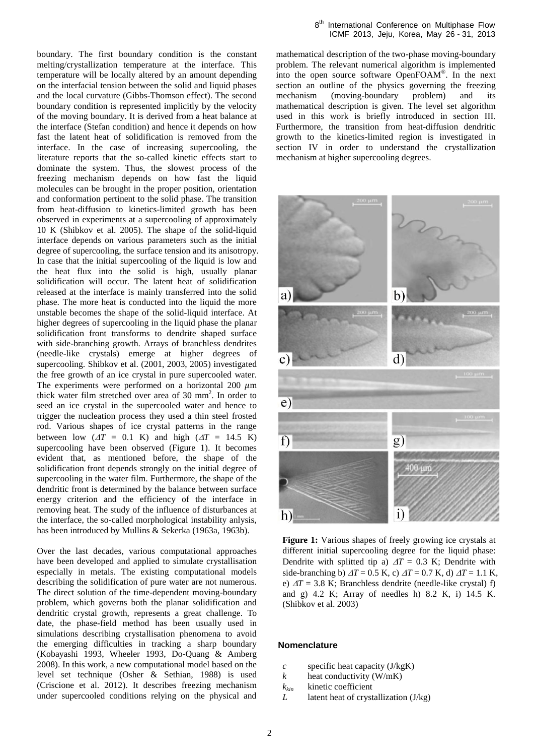boundary. The first boundary condition is the constant melting/crystallization temperature at the interface. This temperature will be locally altered by an amount depending on the interfacial tension between the solid and liquid phases and the local curvature (Gibbs-Thomson effect). The second boundary condition is represented implicitly by the velocity of the moving boundary. It is derived from a heat balance at the interface (Stefan condition) and hence it depends on how fast the latent heat of solidification is removed from the interface. In the case of increasing supercooling, the literature reports that the so-called kinetic effects start to dominate the system. Thus, the slowest process of the freezing mechanism depends on how fast the liquid molecules can be brought in the proper position, orientation and conformation pertinent to the solid phase. The transition from heat-diffusion to kinetics-limited growth has been observed in experiments at a supercooling of approximately 10 K (Shibkov et al. 2005). The shape of the solid-liquid interface depends on various parameters such as the initial degree of supercooling, the surface tension and its anisotropy. In case that the initial supercooling of the liquid is low and the heat flux into the solid is high, usually planar solidification will occur. The latent heat of solidification released at the interface is mainly transferred into the solid phase. The more heat is conducted into the liquid the more unstable becomes the shape of the solid-liquid interface. At higher degrees of supercooling in the liquid phase the planar solidification front transforms to dendrite shaped surface with side-branching growth. Arrays of branchless dendrites (needle-like crystals) emerge at higher degrees of supercooling. Shibkov et al. (2001, 2003, 2005) investigated the free growth of an ice crystal in pure supercooled water. The experiments were performed on a horizontal 200 $\mu$m thick water film stretched over area of 30 mm$^2$. In order to seed an ice crystal in the supercooled water and hence to trigger the nucleation process they used a thin steel frosted rod. Various shapes of ice crystal patterns in the range between low ($\Delta T$ = 0.1 K) and high ($\Delta T$ = 14.5 K) supercooling have been observed (Figure 1). It becomes evident that, as mentioned before, the shape of the solidification front depends strongly on the initial degree of supercooling in the water film. Furthermore, the shape of the dendritic front is determined by the balance between surface energy criterion and the efficiency of the interface in removing heat. The study of the influence of disturbances at the interface, the so-called morphological instability anlysis, has been introduced by Mullins & Sekerka (1963a, 1963b).

Over the last decades, various computational approaches have been developed and applied to simulate crystallisation especially in metals. The existing computational models describing the solidification of pure water are not numerous. The direct solution of the time-dependent moving-boundary problem, which governs both the planar solidification and dendritic crystal growth, represents a great challenge. To date, the phase-field method has been usually used in simulations describing crystallisation phenomena to avoid the emerging difficulties in tracking a sharp boundary (Kobayashi 1993, Wheeler 1993, Do-Quang & Amberg 2008). In this work, a new computational model based on the level set technique (Osher & Sethian, 1988) is used (Criscione et al. 2012). It describes freezing mechanism under supercooled conditions relying on the physical and mathematical description of the two-phase moving-boundary problem. The relevant numerical algorithm is implemented into the open source software OpenFOAM®. In the next section an outline of the physics governing the freezing mechanism (moving-boundary problem) and its mathematical description is given. The level set algorithm used in this work is briefly introduced in section III. Furthermore, the transition from heat-diffusion dendritic growth to the kinetics-limited region is investigated in section IV in order to understand the crystallization mechanism at higher supercooling degrees.

**Figure 1:** Various shapes of freely growing ice crystals at different initial supercooling degree for the liquid phase: Dendrite with splitted tip a) $\Delta T$ = 0.3 K; Dendrite with side-branching b) $\Delta T$ = 0.5 K, c) $\Delta T$ = 0.7 K, d) $\Delta T$ = 1.1 K, e) $\Delta T$ = 3.8 K; Branchless dendrite (needle-like crystal) f) and g) 4.2 K; Array of needles h) 8.2 K, i) 14.5 K. (Shibkov et al. 2003)

### Nomenclature

| | |
|---|---|
| $c$ | specific heat capacity (J/kgK) |
| $k$ | heat conductivity (W/mK) |
| $k_{kin}$ | kinetic coefficient |
| $L$ | latent heat of crystallization (J/kg) |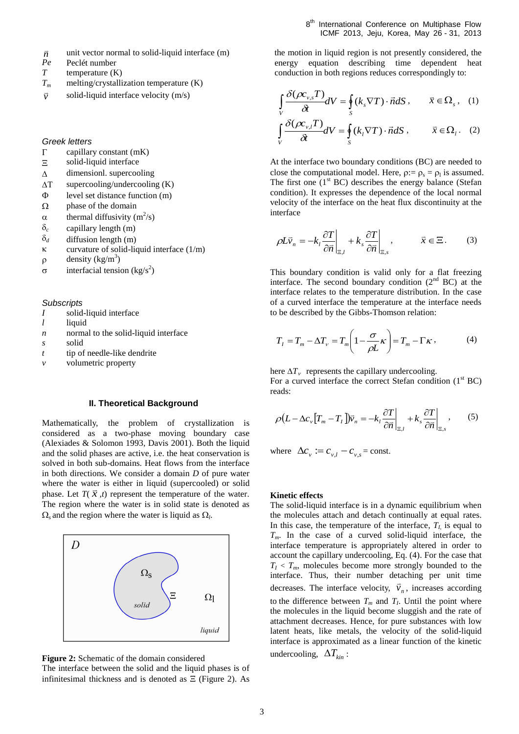$\vec{n}$ unit vector normal to solid-liquid interface (m)
$Pe$ Peclét number
$T$ temperature (K)
$T_m$ melting/crystallization temperature (K)
$\vec{v}$ solid-liquid interface velocity (m/s)

*Greek letters*

$\Gamma$ capillary constant (mK)
$\Xi$ solid-liquid interface
$\Delta$ dimensionl. supercooling
$\Delta T$ supercooling/undercooling (K)
$\Phi$ level set distance function (m)
$\Omega$ phase of the domain
$\alpha$ thermal diffusivity ($m^2$/s)
$\delta_c$ capillary length (m)
$\delta_d$ diffusion length (m)
$\kappa$ curvature of solid-liquid interface (1/m)
$\rho$ density (kg/$m^3$)
$\sigma$ interfacial tension (kg/$s^2$)

*Subscripts*

$I$ solid-liquid interface
$l$ liquid
$n$ normal to the solid-liquid interface
$s$ solid
$t$ tip of needle-like dendrite
$v$ volumetric property

## II. Theoretical Background

Mathematically, the problem of crystallization is considered as a two-phase moving boundary case (Alexiades & Solomon 1993, Davis 2001). Both the liquid and the solid phases are active, i.e. the heat conservation is solved in both sub-domains. Heat flows from the interface in both directions. We consider a domain $D$ of pure water where the water is either in liquid (supercooled) or solid phase. Let $T(\vec{x},t)$ represent the temperature of the water. The region where the water is in solid state is denoted as $\Omega_s$ and the region where the water is liquid as $\Omega_l$.

**Figure 2:** Schematic of the domain considered

The interface between the solid and the liquid phases is of infinitesimal thickness and is denoted as $\Xi$ (Figure 2). As the motion in liquid region is not presently considered, the energy equation describing time dependent heat conduction in both regions reduces correspondingly to:

$$\int_V \frac{\delta(\rho c_{v,s} T)}{\delta t} dV = \oint_S (k_s \nabla T)\cdot \vec{n}\, dS\,, \qquad \vec{x}\in\Omega_s\,, \quad (1)$$

$$\int_V \frac{\delta(\rho c_{v,l} T)}{\delta t} dV = \oint_S (k_l \nabla T)\cdot \vec{n}\, dS\,, \qquad \vec{x}\in\Omega_l\,. \quad (2)$$

At the interface two boundary conditions (BC) are needed to close the computational model. Here, $\rho := \rho_s = \rho_l$ is assumed. The first one (1[st] BC) describes the energy balance (Stefan condition). It expresses the dependence of the local normal velocity of the interface on the heat flux discontinuity at the interface

$$\rho L \vec{v}_n = -k_l \left.\frac{\partial T}{\partial \vec{n}}\right|_{\Xi,l} + k_s \left.\frac{\partial T}{\partial \vec{n}}\right|_{\Xi,s}\,, \qquad \vec{x}\in\Xi\,. \quad (3)$$

This boundary condition is valid only for a flat freezing interface. The second boundary condition (2[nd] BC) at the interface relates to the temperature distribution. In the case of a curved interface the temperature at the interface needs to be described by the Gibbs-Thomson relation:

$$T_I = T_m - \Delta T_v = T_m\left(1 - \frac{\sigma}{\rho L}\kappa\right) = T_m - \Gamma\kappa\,, \quad (4)$$

here $\Delta T_v$ represents the capillary undercooling.
For a curved interface the correct Stefan condition (1[st] BC) reads:

$$\rho\left(L - \Delta c_v\left[T_m - T_I\right]\right)\vec{v}_n = -k_l \left.\frac{\partial T}{\partial \vec{n}}\right|_{\Xi,l} + k_s \left.\frac{\partial T}{\partial \vec{n}}\right|_{\Xi,s}\,, \quad (5)$$

where $\Delta c_v := c_{v,l} - c_{v,s} = \text{const.}$

**Kinetic effects**

The solid-liquid interface is in a dynamic equilibrium when the molecules attach and detach continually at equal rates. In this case, the temperature of the interface, $T_I$, is equal to $T_m$. In the case of a curved solid-liquid interface, the interface temperature is appropriately altered in order to account the capillary undercooling, Eq. (4). For the case that $T_I < T_m$, molecules become more strongly bounded to the interface. Thus, their number detaching per unit time decreases. The interface velocity, $\vec{v}_n$, increases according to the difference between $T_m$ and $T_I$. Until the point where the molecules in the liquid become sluggish and the rate of attachment decreases. Hence, for pure substances with low latent heats, like metals, the velocity of the solid-liquid interface is approximated as a linear function of the kinetic undercooling, $\Delta T_{kin}$: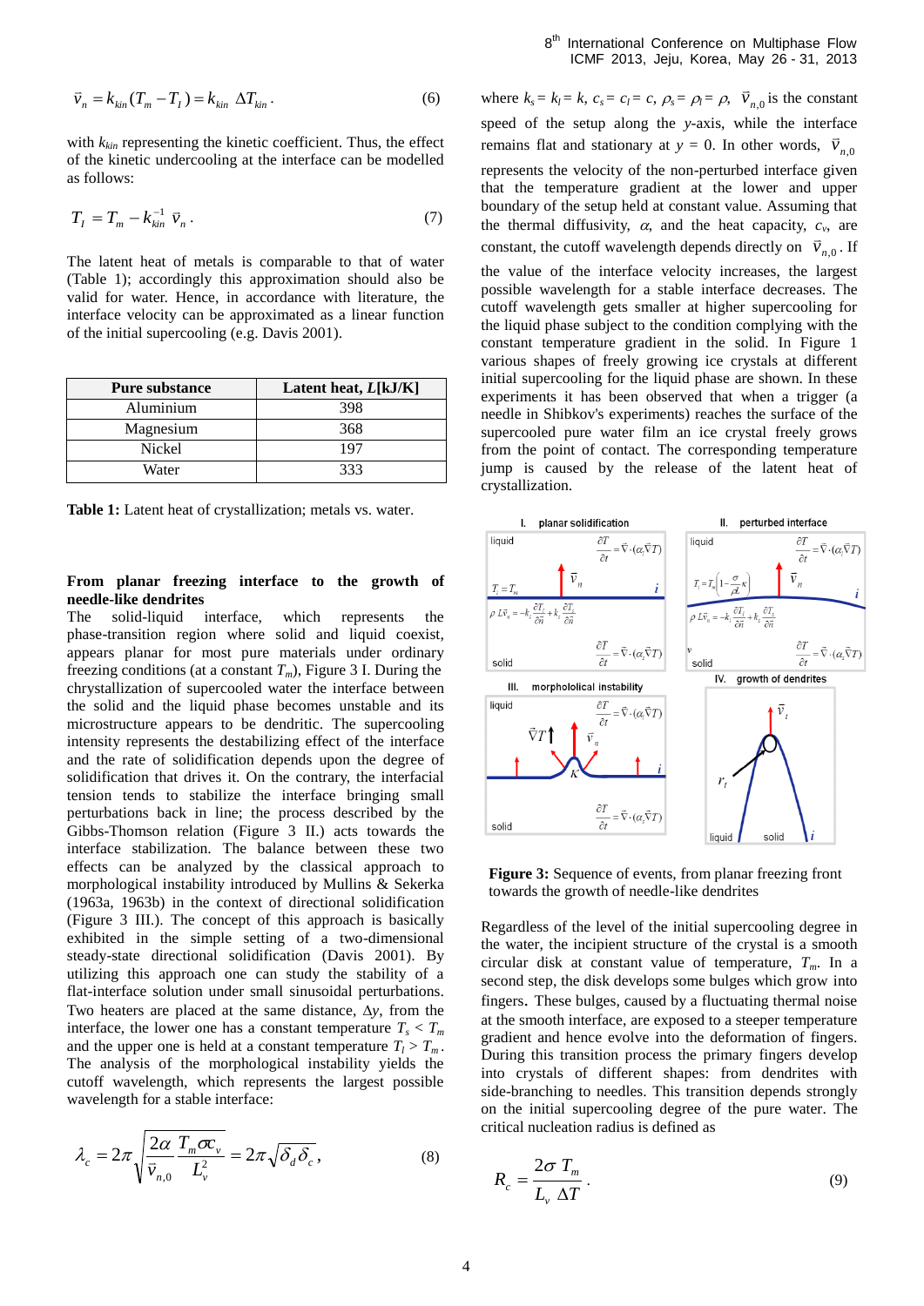$$\bar{v}_n = k_{kin}(T_m - T_I) = k_{kin}\ \Delta T_{kin}\,. \tag{6}$$

with $k_{kin}$ representing the kinetic coefficient. Thus, the effect of the kinetic undercooling at the interface can be modelled as follows:

$$T_I = T_m - k_{kin}^{-1}\ \bar{v}_n\,. \tag{7}$$

The latent heat of metals is comparable to that of water (Table 1); accordingly this approximation should also be valid for water. Hence, in accordance with literature, the interface velocity can be approximated as a linear function of the initial supercooling (e.g. Davis 2001).

| Pure substance | Latent heat, $L$[kJ/K] |
| --- | --- |
| Aluminium | 398 |
| Magnesium | 368 |
| Nickel | 197 |
| Water | 333 |

**Table 1:** Latent heat of crystallization; metals vs. water.

**From planar freezing interface to the growth of needle-like dendrites**

The solid-liquid interface, which represents the phase-transition region where solid and liquid coexist, appears planar for most pure materials under ordinary freezing conditions (at a constant $T_m$), Figure 3 I. During the chrystallization of supercooled water the interface between the solid and the liquid phases becomes unstable and its microstructure appears to be dendritic. The supercooling intensity represents the destabilizing effect of the interface and the rate of solidification depends upon the degree of solidification that drives it. On the contrary, the interfacial tension tends to stabilize the interface bringing small perturbations back in line; the process described by the Gibbs-Thomson relation (Figure 3 II.) acts towards the interface stabilization. The balance between these two effects can be analyzed by the classical approach to morphological instability introduced by Mullins & Sekerka (1963a, 1963b) in the context of directional solidification (Figure 3 III.). The concept of this approach is basically exhibited in the simple setting of a two-dimensional steady-state directional solidification (Davis 2001). By utilizing this approach one can study the stability of a flat-interface solution under small sinusoidal perturbations. Two heaters are placed at the same distance, $\Delta y$, from the interface, the lower one has a constant temperature $T_s < T_m$ and the upper one is held at a constant temperature $T_l > T_m$. The analysis of the morphological instability yields the cutoff wavelength, which represents the largest possible wavelength for a stable interface:

$$\lambda_c = 2\pi\sqrt{\frac{2\alpha}{\bar{v}_{n,0}}\frac{T_m\sigma c_v}{L_v^2}} = 2\pi\sqrt{\delta_d\delta_c}\,, \tag{8}$$

where $k_s = k_l = k$, $c_s = c_l = c$, $\rho_s = \rho_l = \rho$, $\bar{v}_{n,0}$ is the constant speed of the setup along the $y$-axis, while the interface remains flat and stationary at $y = 0$. In other words, $\bar{v}_{n,0}$ represents the velocity of the non-perturbed interface given that the temperature gradient at the lower and upper boundary of the setup held at constant value. Assuming that the thermal diffusivity, $\alpha$, and the heat capacity, $c_v$, are constant, the cutoff wavelength depends directly on $\bar{v}_{n,0}$. If the value of the interface velocity increases, the largest possible wavelength for a stable interface decreases. The cutoff wavelength gets smaller at higher supercooling for the liquid phase subject to the condition complying with the constant temperature gradient in the solid. In Figure 1 various shapes of freely growing ice crystals at different initial supercooling for the liquid phase are shown. In these experiments it has been observed that when a trigger (a needle in Shibkov's experiments) reaches the surface of the supercooled pure water film an ice crystal freely grows from the point of contact. The corresponding temperature jump is caused by the release of the latent heat of crystallization.

**Figure 3:** Sequence of events, from planar freezing front towards the growth of needle-like dendrites

Regardless of the level of the initial supercooling degree in the water, the incipient structure of the crystal is a smooth circular disk at constant value of temperature, $T_m$. In a second step, the disk develops some bulges which grow into fingers. These bulges, caused by a fluctuating thermal noise at the smooth interface, are exposed to a steeper temperature gradient and hence evolve into the deformation of fingers. During this transition process the primary fingers develop into crystals of different shapes: from dendrites with side-branching to needles. This transition depends strongly on the initial supercooling degree of the pure water. The critical nucleation radius is defined as

$$R_c = \frac{2\sigma\ T_m}{L_v\ \Delta T}\,. \tag{9}$$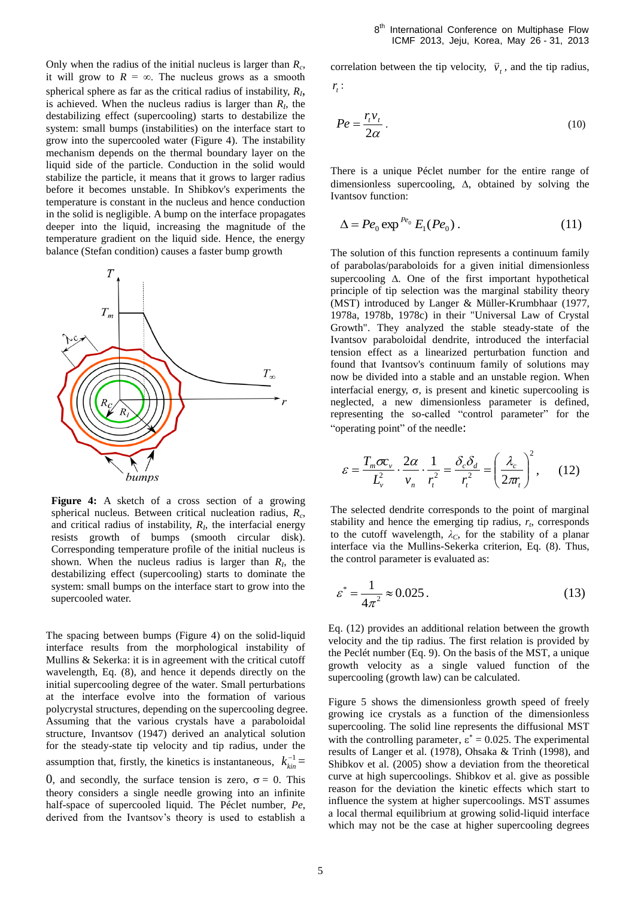Only when the radius of the initial nucleus is larger than $R_c$, it will grow to $R = \infty$. The nucleus grows as a smooth spherical sphere as far as the critical radius of instability, $R_I$, is achieved. When the nucleus radius is larger than $R_I$, the destabilizing effect (supercooling) starts to destabilize the system: small bumps (instabilities) on the interface start to grow into the supercooled water (Figure 4). The instability mechanism depends on the thermal boundary layer on the liquid side of the particle. Conduction in the solid would stabilize the particle, it means that it grows to larger radius before it becomes unstable. In Shibkov's experiments the temperature is constant in the nucleus and hence conduction in the solid is negligible. A bump on the interface propagates deeper into the liquid, increasing the magnitude of the temperature gradient on the liquid side. Hence, the energy balance (Stefan condition) causes a faster bump growth

**Figure 4:** A sketch of a cross section of a growing spherical nucleus. Between critical nucleation radius, $R_c$, and critical radius of instability, $R_I$, the interfacial energy resists growth of bumps (smooth circular disk). Corresponding temperature profile of the initial nucleus is shown. When the nucleus radius is larger than $R_I$, the destabilizing effect (supercooling) starts to dominate the system: small bumps on the interface start to grow into the supercooled water.

The spacing between bumps (Figure 4) on the solid-liquid interface results from the morphological instability of Mullins & Sekerka: it is in agreement with the critical cutoff wavelength, Eq. (8), and hence it depends directly on the initial supercooling degree of the water. Small perturbations at the interface evolve into the formation of various polycrystal structures, depending on the supercooling degree. Assuming that the various crystals have a paraboloidal structure, Invantsov (1947) derived an analytical solution for the steady-state tip velocity and tip radius, under the assumption that, firstly, the kinetics is instantaneous, $k_{kin}^{-1} = 0$, and secondly, the surface tension is zero, $\sigma = 0$. This theory considers a single needle growing into an infinite half-space of supercooled liquid. The Péclet number, *Pe*, derived from the Ivantsov's theory is used to establish a correlation between the tip velocity, $\bar{v}_t$, and the tip radius, $r_t$:

$$Pe = \frac{r_t v_t}{2\alpha}. \tag{10}$$

There is a unique Péclet number for the entire range of dimensionless supercooling, Δ, obtained by solving the Ivantsov function:

$$\Delta = Pe_0 \exp^{Pe_0} E_1(Pe_0). \tag{11}$$

The solution of this function represents a continuum family of parabolas/paraboloids for a given initial dimensionless supercooling Δ. One of the first important hypothetical principle of tip selection was the marginal stability theory (MST) introduced by Langer & Müller-Krumbhaar (1977, 1978a, 1978b, 1978c) in their "Universal Law of Crystal Growth". They analyzed the stable steady-state of the Ivantsov paraboloidal dendrite, introduced the interfacial tension effect as a linearized perturbation function and found that Ivantsov's continuum family of solutions may now be divided into a stable and an unstable region. When interfacial energy, σ, is present and kinetic supercooling is neglected, a new dimensionless parameter is defined, representing the so-called "control parameter" for the "operating point" of the needle:

$$\varepsilon = \frac{T_m \sigma c_v}{L_v^2} \cdot \frac{2\alpha}{v_n} \cdot \frac{1}{r_t^2} = \frac{\delta_c \delta_d}{r_t^2} = \left(\frac{\lambda_c}{2\pi r_t}\right)^2, \tag{12}$$

The selected dendrite corresponds to the point of marginal stability and hence the emerging tip radius, $r_t$, corresponds to the cutoff wavelength, $\lambda_C$, for the stability of a planar interface via the Mullins-Sekerka criterion, Eq. (8). Thus, the control parameter is evaluated as:

$$\varepsilon^* = \frac{1}{4\pi^2} \approx 0.025. \tag{13}$$

Eq. (12) provides an additional relation between the growth velocity and the tip radius. The first relation is provided by the Peclét number (Eq. 9). On the basis of the MST, a unique growth velocity as a single valued function of the supercooling (growth law) can be calculated.

Figure 5 shows the dimensionless growth speed of freely growing ice crystals as a function of the dimensionless supercooling. The solid line represents the diffusional MST with the controlling parameter, $\varepsilon^* = 0.025$. The experimental results of Langer et al. (1978), Ohsaka & Trinh (1998), and Shibkov et al. (2005) show a deviation from the theoretical curve at high supercoolings. Shibkov et al. give as possible reason for the deviation the kinetic effects which start to influence the system at higher supercoolings. MST assumes a local thermal equilibrium at growing solid-liquid interface which may not be the case at higher supercooling degrees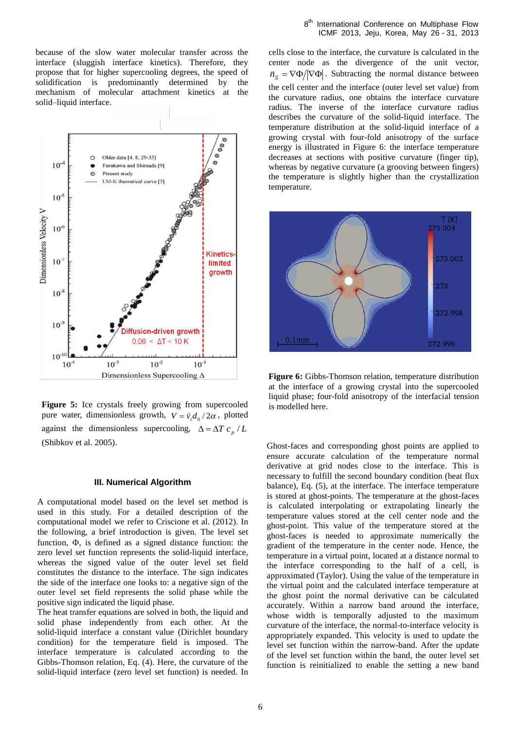because of the slow water molecular transfer across the interface (sluggish interface kinetics). Therefore, they propose that for higher supercooling degrees, the speed of solidification is predominantly determined by the mechanism of molecular attachment kinetics at the solid–liquid interface.

**Figure 5:** Ice crystals freely growing from supercooled pure water, dimensionless growth, $V = \vec{v}_t d_0 / 2\alpha$, plotted against the dimensionless supercooling, $\Delta = \Delta T\, c_p / L$ (Shibkov et al. 2005).

## III. Numerical Algorithm

A computational model based on the level set method is used in this study. For a detailed description of the computational model we refer to Criscione et al. (2012). In the following, a brief introduction is given. The level set function, $\Phi$, is defined as a signed distance function: the zero level set function represents the solid-liquid interface, whereas the signed value of the outer level set field constitutes the distance to the interface. The sign indicates the side of the interface one looks to: a negative sign of the outer level set field represents the solid phase while the positive sign indicated the liquid phase.

The heat transfer equations are solved in both, the liquid and solid phase independently from each other. At the solid-liquid interface a constant value (Dirichlet boundary condition) for the temperature field is imposed. The interface temperature is calculated according to the Gibbs-Thomson relation, Eq. (4). Here, the curvature of the solid-liquid interface (zero level set function) is needed. In cells close to the interface, the curvature is calculated in the center node as the divergence of the unit vector, $\vec{n}_{\Xi} = \nabla\Phi / |\nabla\Phi|$. Subtracting the normal distance between the cell center and the interface (outer level set value) from the curvature radius, one obtains the interface curvature radius. The inverse of the interface curvature radius describes the curvature of the solid-liquid interface. The temperature distribution at the solid-liquid interface of a growing crystal with four-fold anisotropy of the surface energy is illustrated in Figure 6: the interface temperature decreases at sections with positive curvature (finger tip), whereas by negative curvature (a grooving between fingers) the temperature is slightly higher than the crystallization temperature.

**Figure 6:** Gibbs-Thomson relation, temperature distribution at the interface of a growing crystal into the supercooled liquid phase; four-fold anisotropy of the interfacial tension is modelled here.

Ghost-faces and corresponding ghost points are applied to ensure accurate calculation of the temperature normal derivative at grid nodes close to the interface. This is necessary to fulfill the second boundary condition (heat flux balance), Eq. (5), at the interface. The interface temperature is stored at ghost-points. The temperature at the ghost-faces is calculated interpolating or extrapolating linearly the temperature values stored at the cell center node and the ghost-point. This value of the temperature stored at the ghost-faces is needed to approximate numerically the gradient of the temperature in the center node. Hence, the temperature in a virtual point, located at a distance normal to the interface corresponding to the half of a cell, is approximated (Taylor). Using the value of the temperature in the virtual point and the calculated interface temperature at the ghost point the normal derivative can be calculated accurately. Within a narrow band around the interface, whose width is temporally adjusted to the maximum curvature of the interface, the normal-to-interface velocity is appropriately expanded. This velocity is used to update the level set function within the narrow-band. After the update of the level set function within the band, the outer level set function is reinitialized to enable the setting a new band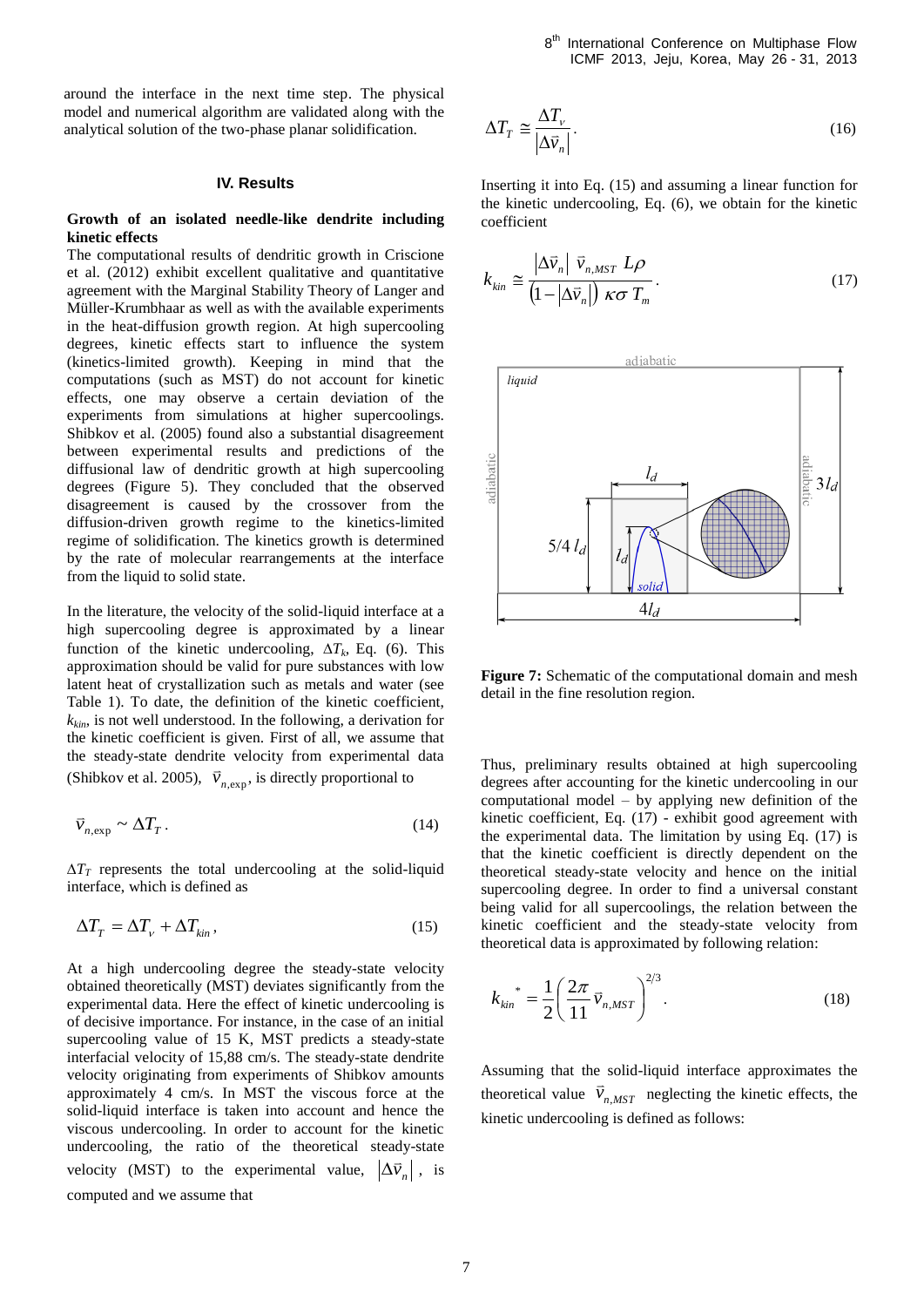around the interface in the next time step. The physical model and numerical algorithm are validated along with the analytical solution of the two-phase planar solidification.

## IV. Results

**Growth of an isolated needle-like dendrite including kinetic effects**

The computational results of dendritic growth in Criscione et al. (2012) exhibit excellent qualitative and quantitative agreement with the Marginal Stability Theory of Langer and Müller-Krumbhaar as well as with the available experiments in the heat-diffusion growth region. At high supercooling degrees, kinetic effects start to influence the system (kinetics-limited growth). Keeping in mind that the computations (such as MST) do not account for kinetic effects, one may observe a certain deviation of the experiments from simulations at higher supercoolings. Shibkov et al. (2005) found also a substantial disagreement between experimental results and predictions of the diffusional law of dendritic growth at high supercooling degrees (Figure 5). They concluded that the observed disagreement is caused by the crossover from the diffusion-driven growth regime to the kinetics-limited regime of solidification. The kinetics growth is determined by the rate of molecular rearrangements at the interface from the liquid to solid state.

In the literature, the velocity of the solid-liquid interface at a high supercooling degree is approximated by a linear function of the kinetic undercooling, $\Delta T_k$, Eq. (6). This approximation should be valid for pure substances with low latent heat of crystallization such as metals and water (see Table 1). To date, the definition of the kinetic coefficient, $k_{kin}$, is not well understood. In the following, a derivation for the kinetic coefficient is given. First of all, we assume that the steady-state dendrite velocity from experimental data (Shibkov et al. 2005), $\vec{v}_{n,\exp}$, is directly proportional to

$$\vec{v}_{n,\exp} \sim \Delta T_T\,. \tag{14}$$

$\Delta T_T$ represents the total undercooling at the solid-liquid interface, which is defined as

$$\Delta T_T = \Delta T_v + \Delta T_{kin}\,, \tag{15}$$

At a high undercooling degree the steady-state velocity obtained theoretically (MST) deviates significantly from the experimental data. Here the effect of kinetic undercooling is of decisive importance. For instance, in the case of an initial supercooling value of 15 K, MST predicts a steady-state interfacial velocity of 15,88 cm/s. The steady-state dendrite velocity originating from experiments of Shibkov amounts approximately 4 cm/s. In MST the viscous force at the solid-liquid interface is taken into account and hence the viscous undercooling. In order to account for the kinetic undercooling, the ratio of the theoretical steady-state velocity (MST) to the experimental value, $\left|\Delta\vec{v}_n\right|$, is computed and we assume that

$$\Delta T_T \cong \frac{\Delta T_v}{\left|\Delta\vec{v}_n\right|}. \tag{16}$$

Inserting it into Eq. (15) and assuming a linear function for the kinetic undercooling, Eq. (6), we obtain for the kinetic coefficient

$$k_{kin} \cong \frac{\left|\Delta\vec{v}_n\right|\ \vec{v}_{n,MST}\ L\rho}{\left(1-\left|\Delta\vec{v}_n\right|\right)\ \kappa\sigma\ T_m}. \tag{17}$$

**Figure 7:** Schematic of the computational domain and mesh detail in the fine resolution region.

Thus, preliminary results obtained at high supercooling degrees after accounting for the kinetic undercooling in our computational model – by applying new definition of the kinetic coefficient, Eq. (17) - exhibit good agreement with the experimental data. The limitation by using Eq. (17) is that the kinetic coefficient is directly dependent on the theoretical steady-state velocity and hence on the initial supercooling degree. In order to find a universal constant being valid for all supercoolings, the relation between the kinetic coefficient and the steady-state velocity from theoretical data is approximated by following relation:

$$k_{kin}^{\ *} = \frac{1}{2}\left(\frac{2\pi}{11}\vec{v}_{n,MST}\right)^{2/3}. \tag{18}$$

Assuming that the solid-liquid interface approximates the theoretical value $\vec{v}_{n,MST}$ neglecting the kinetic effects, the kinetic undercooling is defined as follows: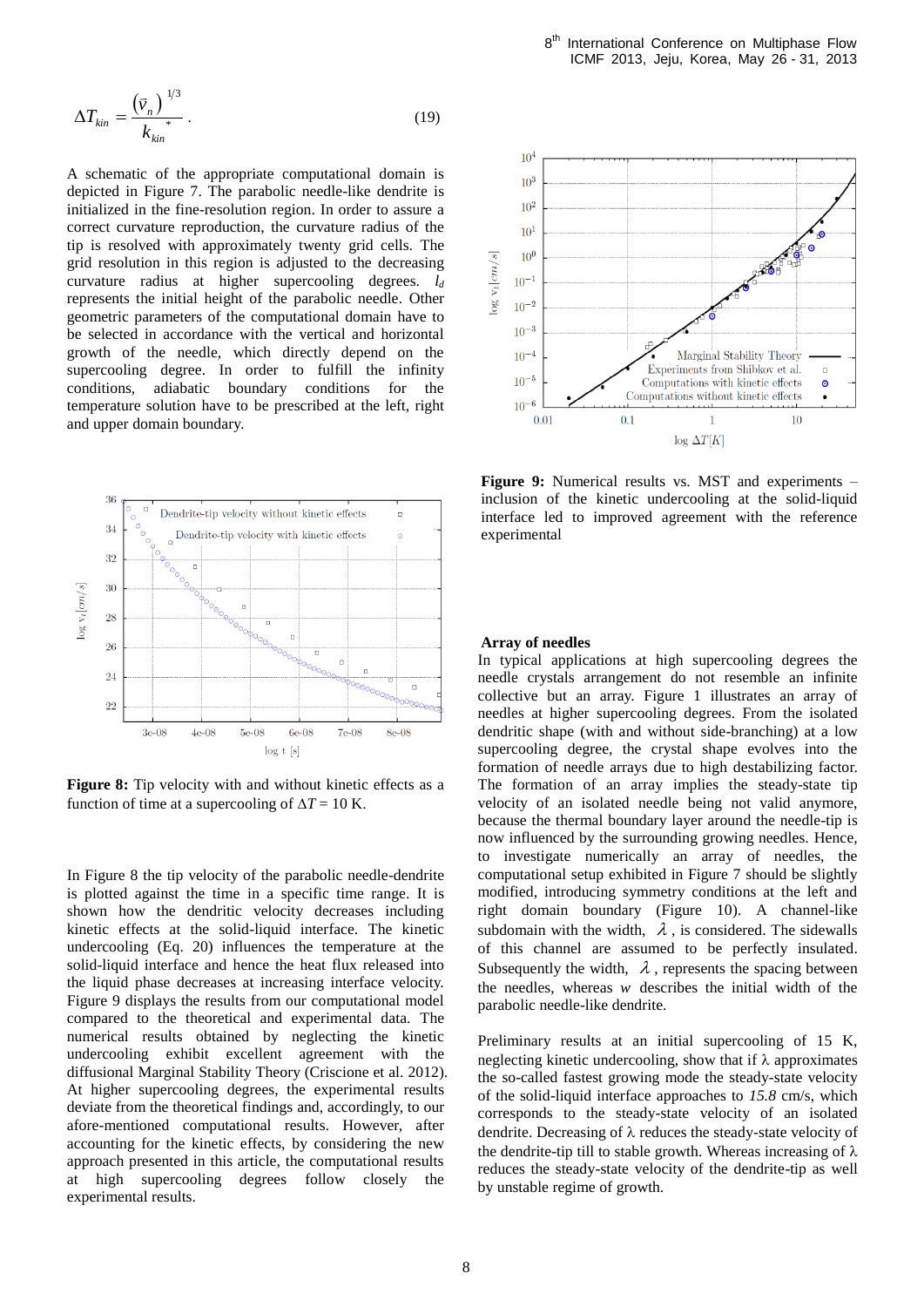$$\Delta T_{kin} = \frac{(\bar{v}_n)^{1/3}}{k_{kin}^{*}}. \tag{19}$$

A schematic of the appropriate computational domain is depicted in Figure 7. The parabolic needle-like dendrite is initialized in the fine-resolution region. In order to assure a correct curvature reproduction, the curvature radius of the tip is resolved with approximately twenty grid cells. The grid resolution in this region is adjusted to the decreasing curvature radius at higher supercooling degrees. $l_d$ represents the initial height of the parabolic needle. Other geometric parameters of the computational domain have to be selected in accordance with the vertical and horizontal growth of the needle, which directly depend on the supercooling degree. In order to fulfill the infinity conditions, adiabatic boundary conditions for the temperature solution have to be prescribed at the left, right and upper domain boundary.

**Figure 8:** Tip velocity with and without kinetic effects as a function of time at a supercooling of $\Delta T = 10$ K.

In Figure 8 the tip velocity of the parabolic needle-dendrite is plotted against the time in a specific time range. It is shown how the dendritic velocity decreases including kinetic effects at the solid-liquid interface. The kinetic undercooling (Eq. 20) influences the temperature at the solid-liquid interface and hence the heat flux released into the liquid phase decreases at increasing interface velocity. Figure 9 displays the results from our computational model compared to the theoretical and experimental data. The numerical results obtained by neglecting the kinetic undercooling exhibit excellent agreement with the diffusional Marginal Stability Theory (Criscione et al. 2012). At higher supercooling degrees, the experimental results deviate from the theoretical findings and, accordingly, to our afore-mentioned computational results. However, after accounting for the kinetic effects, by considering the new approach presented in this article, the computational results at high supercooling degrees follow closely the experimental results.

**Figure 9:** Numerical results vs. MST and experiments – inclusion of the kinetic undercooling at the solid-liquid interface led to improved agreement with the reference experimental

**Array of needles**

In typical applications at high supercooling degrees the needle crystals arrangement do not resemble an infinite collective but an array. Figure 1 illustrates an array of needles at higher supercooling degrees. From the isolated dendritic shape (with and without side-branching) at a low supercooling degree, the crystal shape evolves into the formation of needle arrays due to high destabilizing factor. The formation of an array implies the steady-state tip velocity of an isolated needle being not valid anymore, because the thermal boundary layer around the needle-tip is now influenced by the surrounding growing needles. Hence, to investigate numerically an array of needles, the computational setup exhibited in Figure 7 should be slightly modified, introducing symmetry conditions at the left and right domain boundary (Figure 10). A channel-like subdomain with the width, $\lambda$, is considered. The sidewalls of this channel are assumed to be perfectly insulated. Subsequently the width, $\lambda$, represents the spacing between the needles, whereas $w$ describes the initial width of the parabolic needle-like dendrite.

Preliminary results at an initial supercooling of 15 K, neglecting kinetic undercooling, show that if $\lambda$ approximates the so-called fastest growing mode the steady-state velocity of the solid-liquid interface approaches to *15.8* cm/s, which corresponds to the steady-state velocity of an isolated dendrite. Decreasing of $\lambda$ reduces the steady-state velocity of the dendrite-tip till to stable growth. Whereas increasing of $\lambda$ reduces the steady-state velocity of the dendrite-tip as well by unstable regime of growth.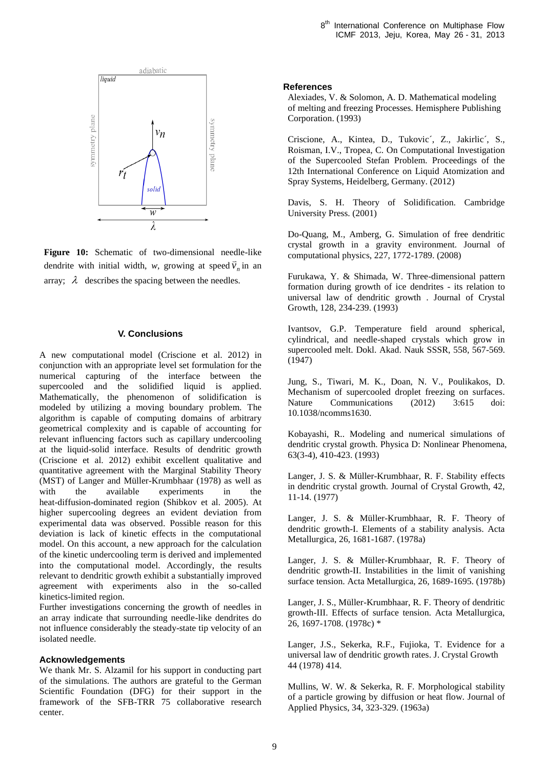**Figure 10:** Schematic of two-dimensional needle-like dendrite with initial width, *w*, growing at speed $\vec{v}_n$ in an array; $\lambda$ describes the spacing between the needles.

## V. Conclusions

A new computational model (Criscione et al. 2012) in conjunction with an appropriate level set formulation for the numerical capturing of the interface between the supercooled and the solidified liquid is applied. Mathematically, the phenomenon of solidification is modeled by utilizing a moving boundary problem. The algorithm is capable of computing domains of arbitrary geometrical complexity and is capable of accounting for relevant influencing factors such as capillary undercooling at the liquid-solid interface. Results of dendritic growth (Criscione et al. 2012) exhibit excellent qualitative and quantitative agreement with the Marginal Stability Theory (MST) of Langer and Müller-Krumbhaar (1978) as well as with the available experiments in the heat-diffusion-dominated region (Shibkov et al. 2005). At higher supercooling degrees an evident deviation from experimental data was observed. Possible reason for this deviation is lack of kinetic effects in the computational model. On this account, a new approach for the calculation of the kinetic undercooling term is derived and implemented into the computational model. Accordingly, the results relevant to dendritic growth exhibit a substantially improved agreement with experiments also in the so-called kinetics-limited region.

Further investigations concerning the growth of needles in an array indicate that surrounding needle-like dendrites do not influence considerably the steady-state tip velocity of an isolated needle.

### Acknowledgements

We thank Mr. S. Alzamil for his support in conducting part of the simulations. The authors are grateful to the German Scientific Foundation (DFG) for their support in the framework of the SFB-TRR 75 collaborative research center.

### References

Alexiades, V. & Solomon, A. D. Mathematical modeling of melting and freezing Processes. Hemisphere Publishing Corporation. (1993)

Criscione, A., Kintea, D., Tukovic´, Z., Jakirlic´, S., Roisman, I.V., Tropea, C. On Computational Investigation of the Supercooled Stefan Problem. Proceedings of the 12th International Conference on Liquid Atomization and Spray Systems, Heidelberg, Germany. (2012)

Davis, S. H. Theory of Solidification. Cambridge University Press. (2001)

Do-Quang, M., Amberg, G. Simulation of free dendritic crystal growth in a gravity environment. Journal of computational physics, 227, 1772-1789. (2008)

Furukawa, Y. & Shimada, W. Three-dimensional pattern formation during growth of ice dendrites - its relation to universal law of dendritic growth . Journal of Crystal Growth, 128, 234-239. (1993)

Ivantsov, G.P. Temperature field around spherical, cylindrical, and needle-shaped crystals which grow in supercooled melt. Dokl. Akad. Nauk SSSR, 558, 567-569. (1947)

Jung, S., Tiwari, M. K., Doan, N. V., Poulikakos, D. Mechanism of supercooled droplet freezing on surfaces. Nature Communications (2012) 3:615 doi: 10.1038/ncomms1630.

Kobayashi, R.. Modeling and numerical simulations of dendritic crystal growth. Physica D: Nonlinear Phenomena, 63(3-4), 410-423. (1993)

Langer, J. S. & Müller-Krumbhaar, R. F. Stability effects in dendritic crystal growth. Journal of Crystal Growth, 42, 11-14. (1977)

Langer, J. S. & Müller-Krumbhaar, R. F. Theory of dendritic growth-I. Elements of a stability analysis. Acta Metallurgica, 26, 1681-1687. (1978a)

Langer, J. S. & Müller-Krumbhaar, R. F. Theory of dendritic growth-II. Instabilities in the limit of vanishing surface tension. Acta Metallurgica, 26, 1689-1695. (1978b)

Langer, J. S., Müller-Krumbhaar, R. F. Theory of dendritic growth-III. Effects of surface tension. Acta Metallurgica, 26, 1697-1708. (1978c) *

Langer, J.S., Sekerka, R.F., Fujioka, T. Evidence for a universal law of dendritic growth rates. J. Crystal Growth 44 (1978) 414.

Mullins, W. W. & Sekerka, R. F. Morphological stability of a particle growing by diffusion or heat flow. Journal of Applied Physics, 34, 323-329. (1963a)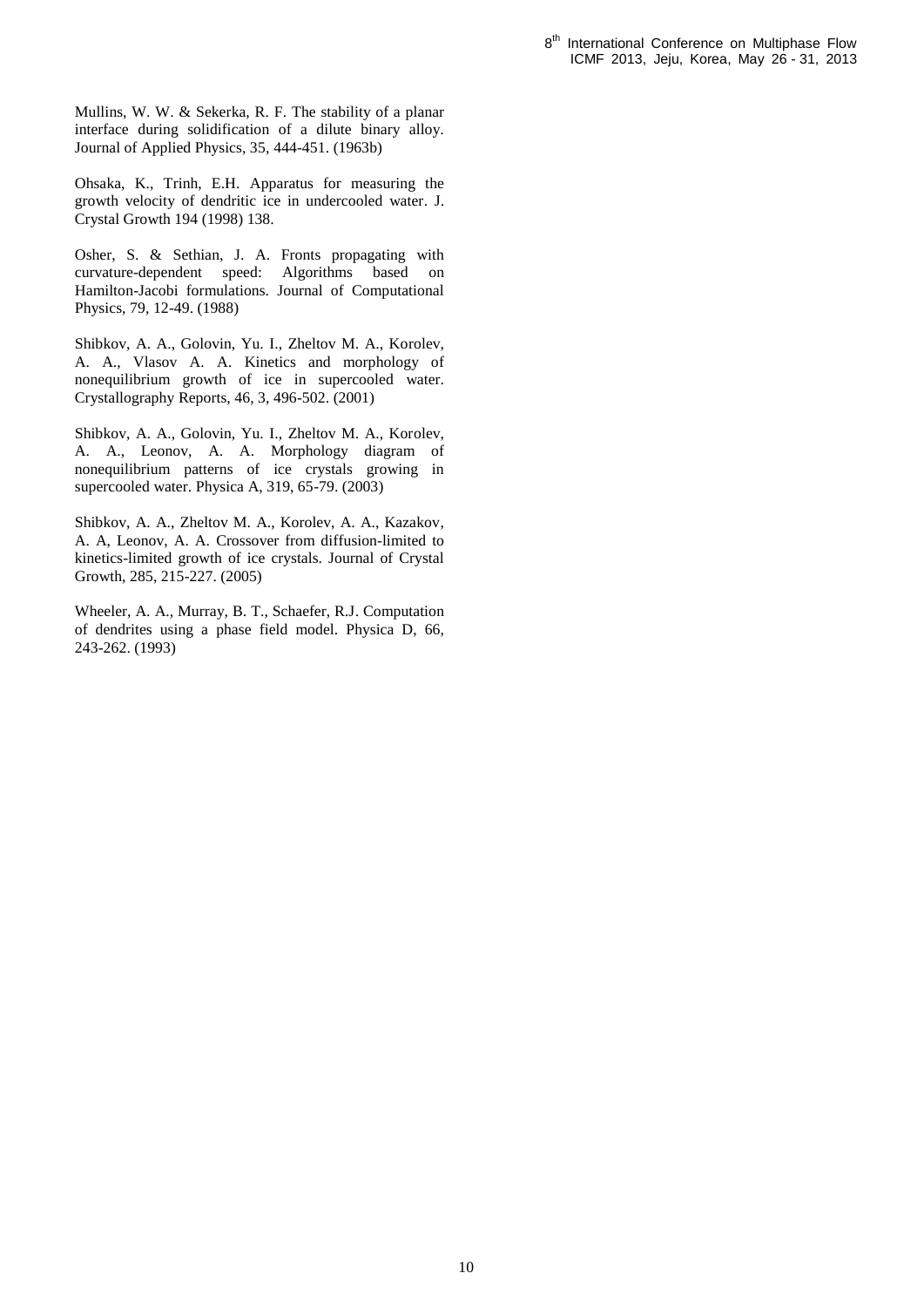Mullins, W. W. & Sekerka, R. F. The stability of a planar interface during solidification of a dilute binary alloy. Journal of Applied Physics, 35, 444-451. (1963b)

Ohsaka, K., Trinh, E.H. Apparatus for measuring the growth velocity of dendritic ice in undercooled water. J. Crystal Growth 194 (1998) 138.

Osher, S. & Sethian, J. A. Fronts propagating with curvature-dependent speed: Algorithms based on Hamilton-Jacobi formulations. Journal of Computational Physics, 79, 12-49. (1988)

Shibkov, A. A., Golovin, Yu. I., Zheltov M. A., Korolev, A. A., Vlasov A. A. Kinetics and morphology of nonequilibrium growth of ice in supercooled water. Crystallography Reports, 46, 3, 496-502. (2001)

Shibkov, A. A., Golovin, Yu. I., Zheltov M. A., Korolev, A. A., Leonov, A. A. Morphology diagram of nonequilibrium patterns of ice crystals growing in supercooled water. Physica A, 319, 65-79. (2003)

Shibkov, A. A., Zheltov M. A., Korolev, A. A., Kazakov, A. A, Leonov, A. A. Crossover from diffusion-limited to kinetics-limited growth of ice crystals. Journal of Crystal Growth, 285, 215-227. (2005)

Wheeler, A. A., Murray, B. T., Schaefer, R.J. Computation of dendrites using a phase field model. Physica D, 66, 243-262. (1993)